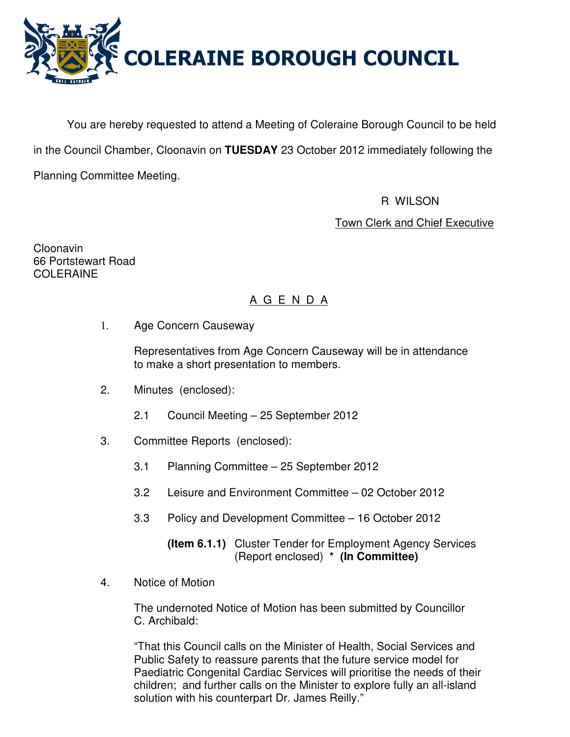# COLERAINE BOROUGH COUNCIL

You are hereby requested to attend a Meeting of Coleraine Borough Council to be held in the Council Chamber, Cloonavin on **TUESDAY** 23 October 2012 immediately following the Planning Committee Meeting.

R WILSON

Town Clerk and Chief Executive

Cloonavin
66 Portstewart Road
COLERAINE

## A G E N D A

1. Age Concern Causeway

   Representatives from Age Concern Causeway will be in attendance to make a short presentation to members.

2. Minutes (enclosed):

   2.1 Council Meeting – 25 September 2012

3. Committee Reports (enclosed):

   3.1 Planning Committee – 25 September 2012

   3.2 Leisure and Environment Committee – 02 October 2012

   3.3 Policy and Development Committee – 16 October 2012

   **(Item 6.1.1)** Cluster Tender for Employment Agency Services (Report enclosed) * **(In Committee)**

4. Notice of Motion

   The undernoted Notice of Motion has been submitted by Councillor C. Archibald:

   "That this Council calls on the Minister of Health, Social Services and Public Safety to reassure parents that the future service model for Paediatric Congenital Cardiac Services will prioritise the needs of their children; and further calls on the Minister to explore fully an all-island solution with his counterpart Dr. James Reilly."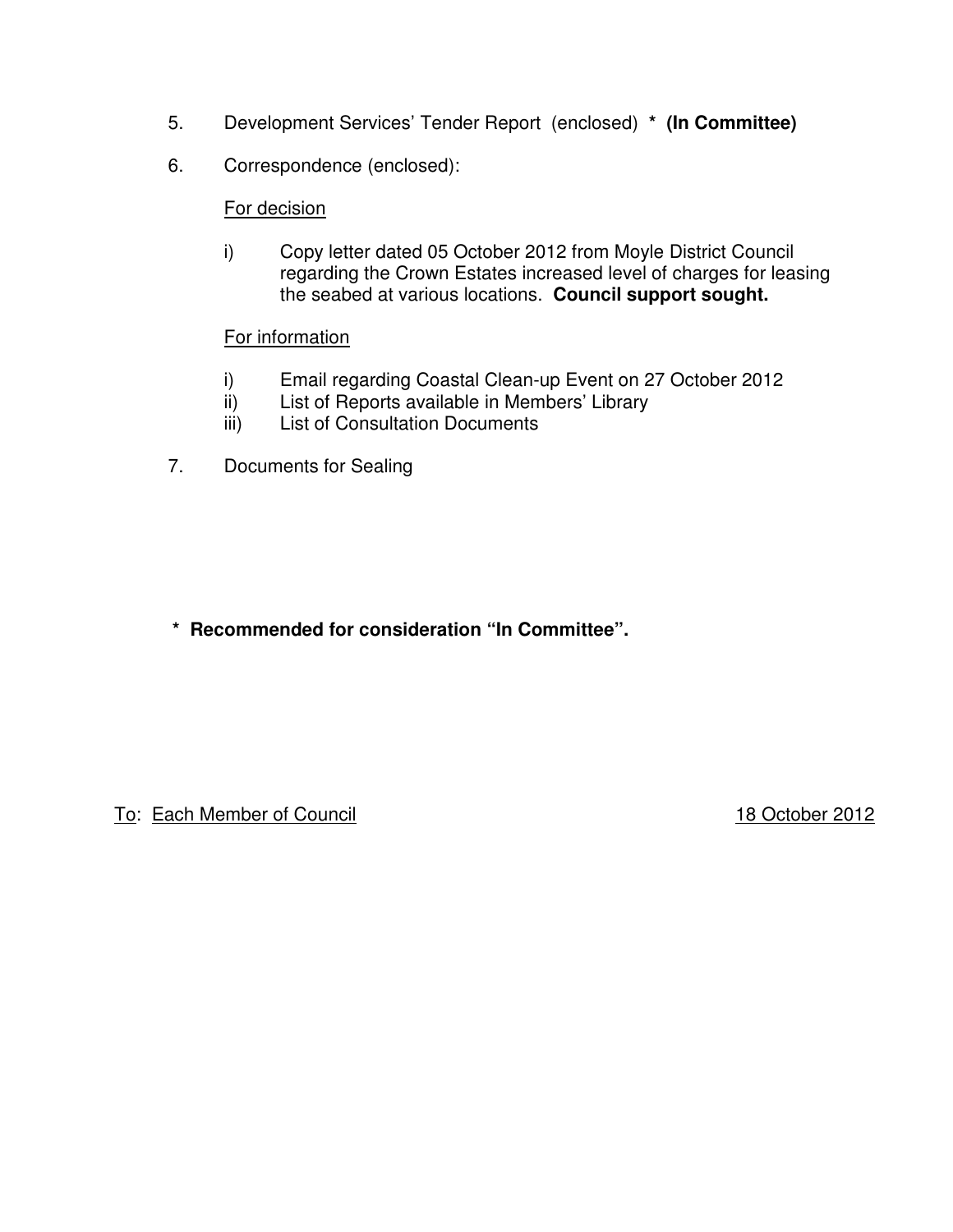5. Development Services' Tender Report (enclosed) * **(In Committee)**

6. Correspondence (enclosed):

   <u>For decision</u>

   i) Copy letter dated 05 October 2012 from Moyle District Council regarding the Crown Estates increased level of charges for leasing the seabed at various locations. **Council support sought.**

   <u>For information</u>

   i) Email regarding Coastal Clean-up Event on 27 October 2012
   ii) List of Reports available in Members' Library
   iii) List of Consultation Documents

7. Documents for Sealing

**\* Recommended for consideration "In Committee".**

<u>To</u>: <u>Each Member of Council</u> <u>18 October 2012</u>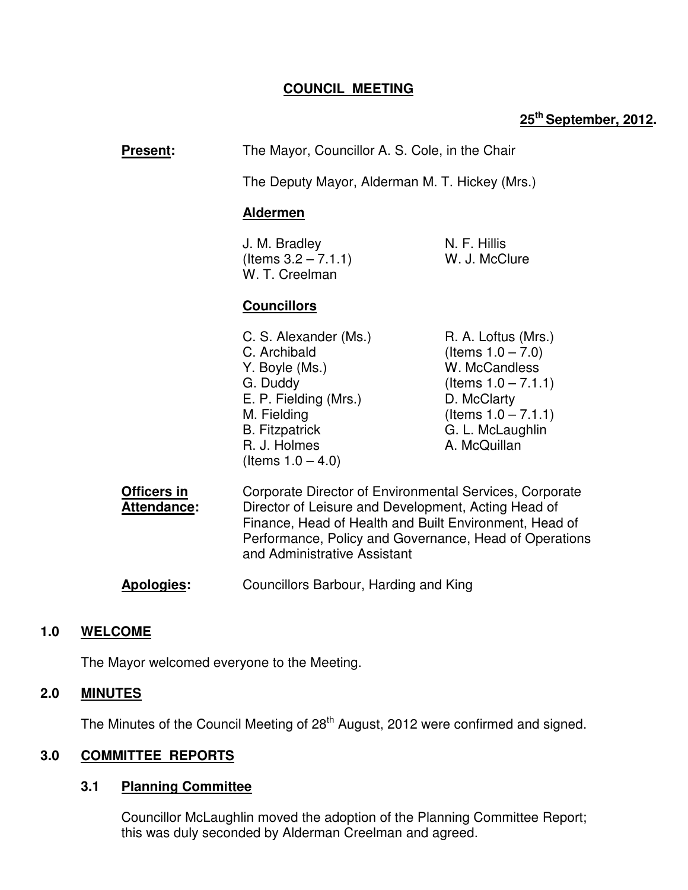# COUNCIL MEETING

**25th September, 2012.**

**Present:** The Mayor, Councillor A. S. Cole, in the Chair

The Deputy Mayor, Alderman M. T. Hickey (Mrs.)

**Aldermen**

J. M. Bradley (Items 3.2 – 7.1.1)
W. T. Creelman
N. F. Hillis
W. J. McClure

**Councillors**

C. S. Alexander (Ms.)
C. Archibald
Y. Boyle (Ms.)
G. Duddy
E. P. Fielding (Mrs.)
M. Fielding
B. Fitzpatrick
R. J. Holmes (Items 1.0 – 4.0)
R. A. Loftus (Mrs.) (Items 1.0 – 7.0)
W. McCandless (Items 1.0 – 7.1.1)
D. McClarty (Items 1.0 – 7.1.1)
G. L. McLaughlin
A. McQuillan

**Officers in Attendance:** Corporate Director of Environmental Services, Corporate Director of Leisure and Development, Acting Head of Finance, Head of Health and Built Environment, Head of Performance, Policy and Governance, Head of Operations and Administrative Assistant

**Apologies:** Councillors Barbour, Harding and King

## 1.0 WELCOME

The Mayor welcomed everyone to the Meeting.

## 2.0 MINUTES

The Minutes of the Council Meeting of 28th August, 2012 were confirmed and signed.

## 3.0 COMMITTEE REPORTS

### 3.1 Planning Committee

Councillor McLaughlin moved the adoption of the Planning Committee Report; this was duly seconded by Alderman Creelman and agreed.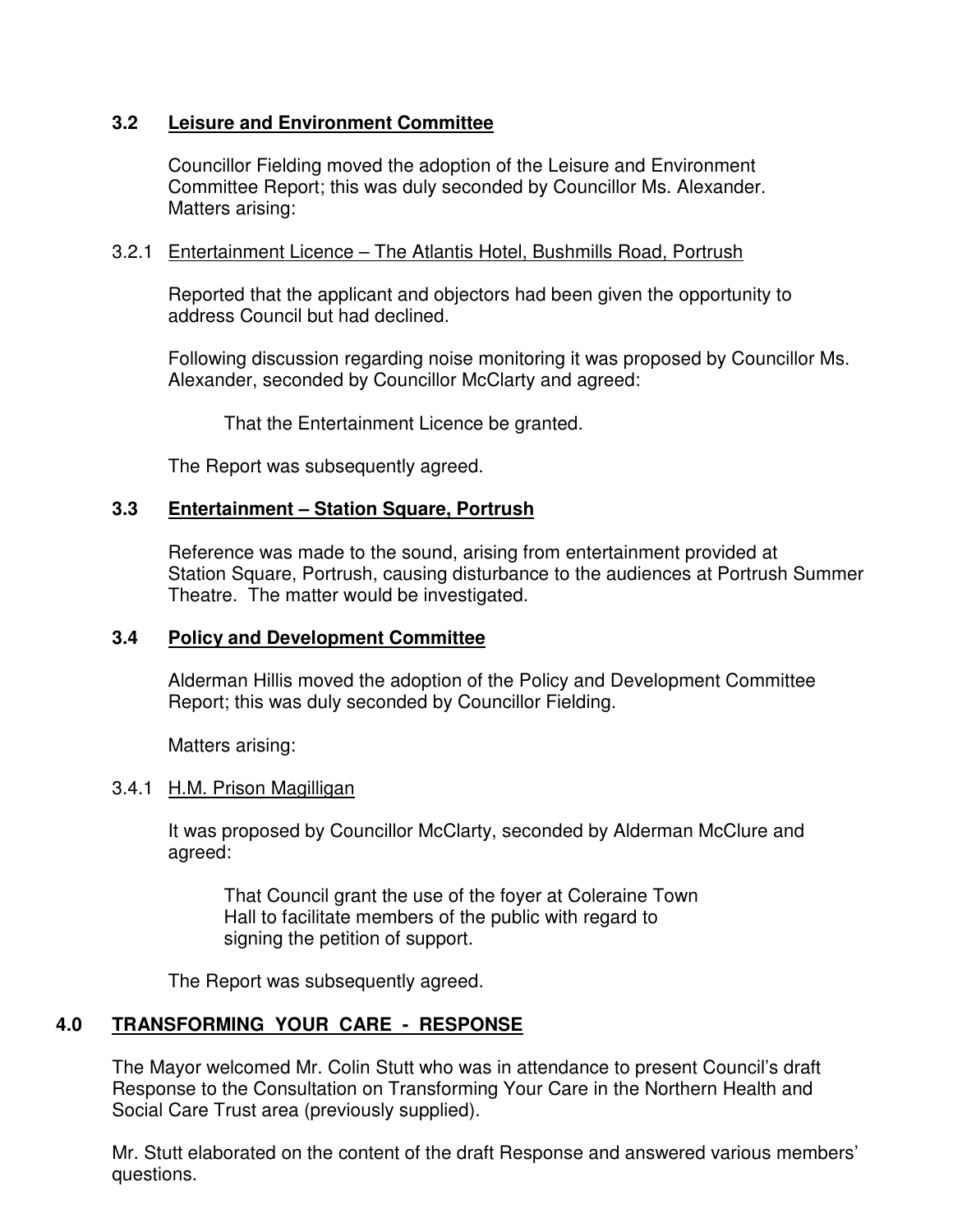## 3.2 Leisure and Environment Committee

Councillor Fielding moved the adoption of the Leisure and Environment Committee Report; this was duly seconded by Councillor Ms. Alexander. Matters arising:

### 3.2.1 Entertainment Licence – The Atlantis Hotel, Bushmills Road, Portrush

Reported that the applicant and objectors had been given the opportunity to address Council but had declined.

Following discussion regarding noise monitoring it was proposed by Councillor Ms. Alexander, seconded by Councillor McClarty and agreed:

> That the Entertainment Licence be granted.

The Report was subsequently agreed.

## 3.3 Entertainment – Station Square, Portrush

Reference was made to the sound, arising from entertainment provided at Station Square, Portrush, causing disturbance to the audiences at Portrush Summer Theatre. The matter would be investigated.

## 3.4 Policy and Development Committee

Alderman Hillis moved the adoption of the Policy and Development Committee Report; this was duly seconded by Councillor Fielding.

Matters arising:

### 3.4.1 H.M. Prison Magilligan

It was proposed by Councillor McClarty, seconded by Alderman McClure and agreed:

> That Council grant the use of the foyer at Coleraine Town Hall to facilitate members of the public with regard to signing the petition of support.

The Report was subsequently agreed.

# 4.0 TRANSFORMING YOUR CARE - RESPONSE

The Mayor welcomed Mr. Colin Stutt who was in attendance to present Council's draft Response to the Consultation on Transforming Your Care in the Northern Health and Social Care Trust area (previously supplied).

Mr. Stutt elaborated on the content of the draft Response and answered various members' questions.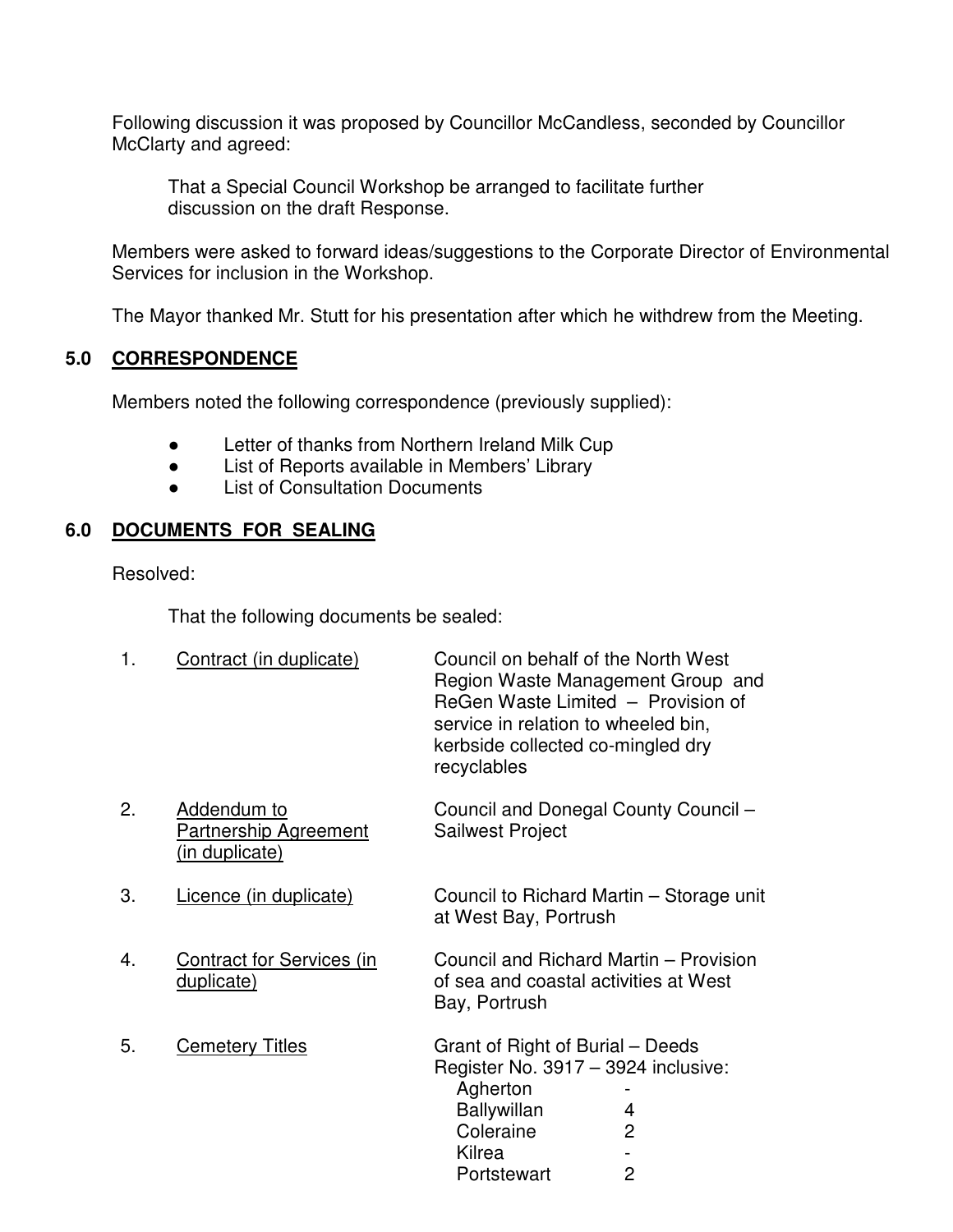Following discussion it was proposed by Councillor McCandless, seconded by Councillor McClarty and agreed:

> That a Special Council Workshop be arranged to facilitate further discussion on the draft Response.

Members were asked to forward ideas/suggestions to the Corporate Director of Environmental Services for inclusion in the Workshop.

The Mayor thanked Mr. Stutt for his presentation after which he withdrew from the Meeting.

## 5.0 CORRESPONDENCE

Members noted the following correspondence (previously supplied):

- Letter of thanks from Northern Ireland Milk Cup
- List of Reports available in Members' Library
- List of Consultation Documents

## 6.0 DOCUMENTS FOR SEALING

Resolved:

> That the following documents be sealed:

| | | |
|---|---|---|
| 1. | Contract (in duplicate) | Council on behalf of the North West Region Waste Management Group and ReGen Waste Limited – Provision of service in relation to wheeled bin, kerbside collected co-mingled dry recyclables |
| 2. | Addendum to Partnership Agreement (in duplicate) | Council and Donegal County Council – Sailwest Project |
| 3. | Licence (in duplicate) | Council to Richard Martin – Storage unit at West Bay, Portrush |
| 4. | Contract for Services (in duplicate) | Council and Richard Martin – Provision of sea and coastal activities at West Bay, Portrush |
| 5. | Cemetery Titles | Grant of Right of Burial – Deeds Register No. 3917 – 3924 inclusive: |

| | |
|---|---|
| Agherton | - |
| Ballywillan | 4 |
| Coleraine | 2 |
| Kilrea | - |
| Portstewart | 2 |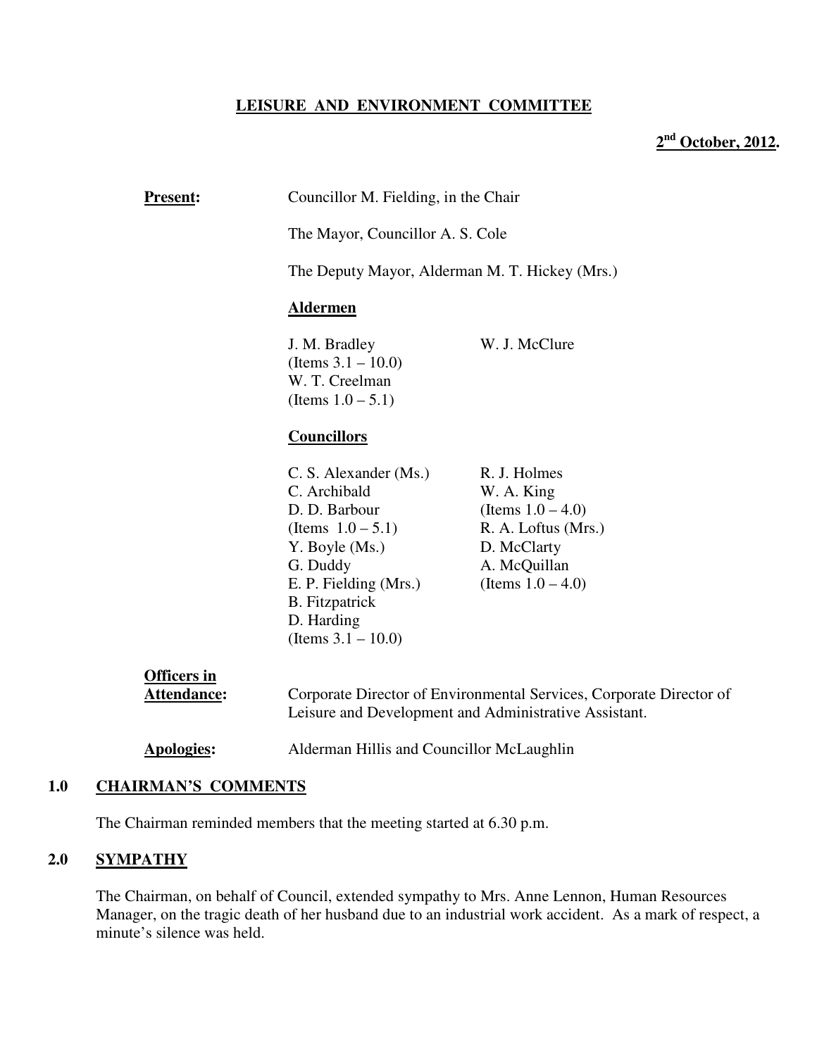**LEISURE AND ENVIRONMENT COMMITTEE**

**2nd October, 2012.**

**Present:** Councillor M. Fielding, in the Chair

The Mayor, Councillor A. S. Cole

The Deputy Mayor, Alderman M. T. Hickey (Mrs.)

**Aldermen**

J. M. Bradley (Items 3.1 – 10.0)
W. T. Creelman (Items 1.0 – 5.1)
W. J. McClure

**Councillors**

C. S. Alexander (Ms.)
C. Archibald
D. D. Barbour (Items 1.0 – 5.1)
Y. Boyle (Ms.)
G. Duddy
E. P. Fielding (Mrs.)
B. Fitzpatrick
D. Harding (Items 3.1 – 10.0)
R. J. Holmes
W. A. King (Items 1.0 – 4.0)
R. A. Loftus (Mrs.)
D. McClarty
A. McQuillan (Items 1.0 – 4.0)

**Officers in Attendance:** Corporate Director of Environmental Services, Corporate Director of Leisure and Development and Administrative Assistant.

**Apologies:** Alderman Hillis and Councillor McLaughlin

## 1.0 CHAIRMAN'S COMMENTS

The Chairman reminded members that the meeting started at 6.30 p.m.

## 2.0 SYMPATHY

The Chairman, on behalf of Council, extended sympathy to Mrs. Anne Lennon, Human Resources Manager, on the tragic death of her husband due to an industrial work accident. As a mark of respect, a minute's silence was held.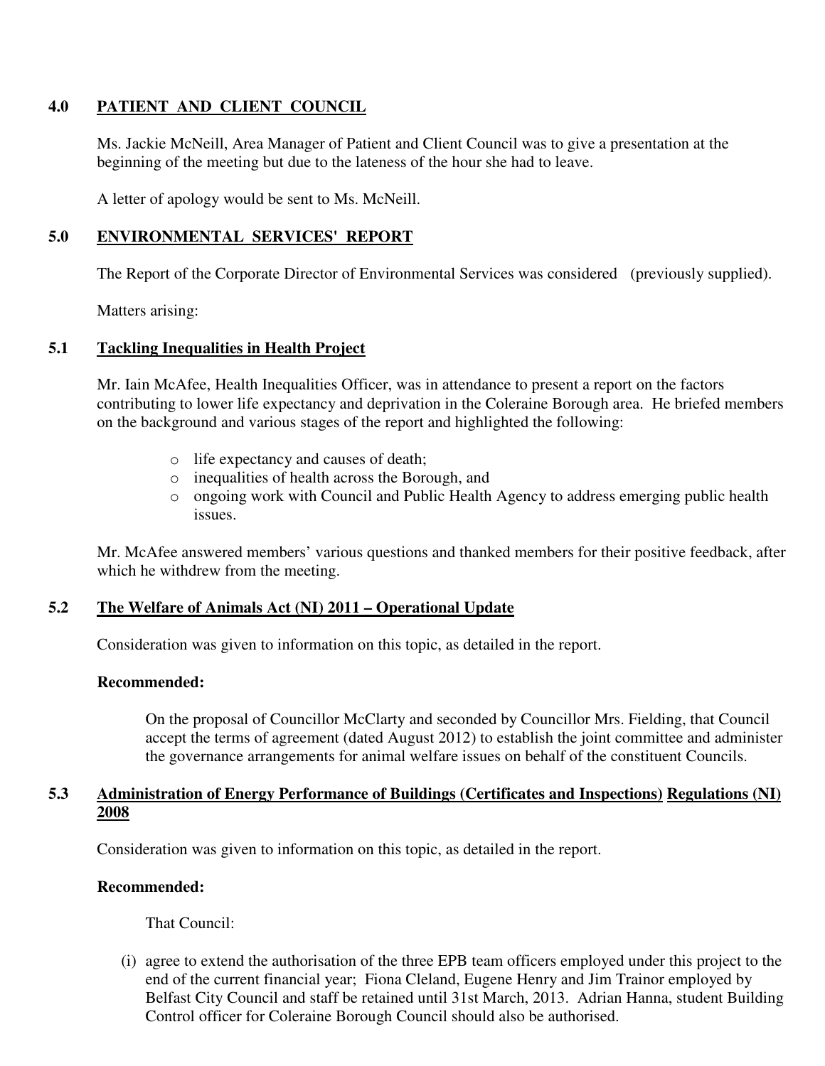## 4.0 PATIENT AND CLIENT COUNCIL

Ms. Jackie McNeill, Area Manager of Patient and Client Council was to give a presentation at the beginning of the meeting but due to the lateness of the hour she had to leave.

A letter of apology would be sent to Ms. McNeill.

## 5.0 ENVIRONMENTAL SERVICES' REPORT

The Report of the Corporate Director of Environmental Services was considered (previously supplied).

Matters arising:

### 5.1 Tackling Inequalities in Health Project

Mr. Iain McAfee, Health Inequalities Officer, was in attendance to present a report on the factors contributing to lower life expectancy and deprivation in the Coleraine Borough area. He briefed members on the background and various stages of the report and highlighted the following:

- life expectancy and causes of death;
- inequalities of health across the Borough, and
- ongoing work with Council and Public Health Agency to address emerging public health issues.

Mr. McAfee answered members' various questions and thanked members for their positive feedback, after which he withdrew from the meeting.

### 5.2 The Welfare of Animals Act (NI) 2011 – Operational Update

Consideration was given to information on this topic, as detailed in the report.

**Recommended:**

On the proposal of Councillor McClarty and seconded by Councillor Mrs. Fielding, that Council accept the terms of agreement (dated August 2012) to establish the joint committee and administer the governance arrangements for animal welfare issues on behalf of the constituent Councils.

### 5.3 Administration of Energy Performance of Buildings (Certificates and Inspections) Regulations (NI) 2008

Consideration was given to information on this topic, as detailed in the report.

**Recommended:**

That Council:

(i) agree to extend the authorisation of the three EPB team officers employed under this project to the end of the current financial year; Fiona Cleland, Eugene Henry and Jim Trainor employed by Belfast City Council and staff be retained until 31st March, 2013. Adrian Hanna, student Building Control officer for Coleraine Borough Council should also be authorised.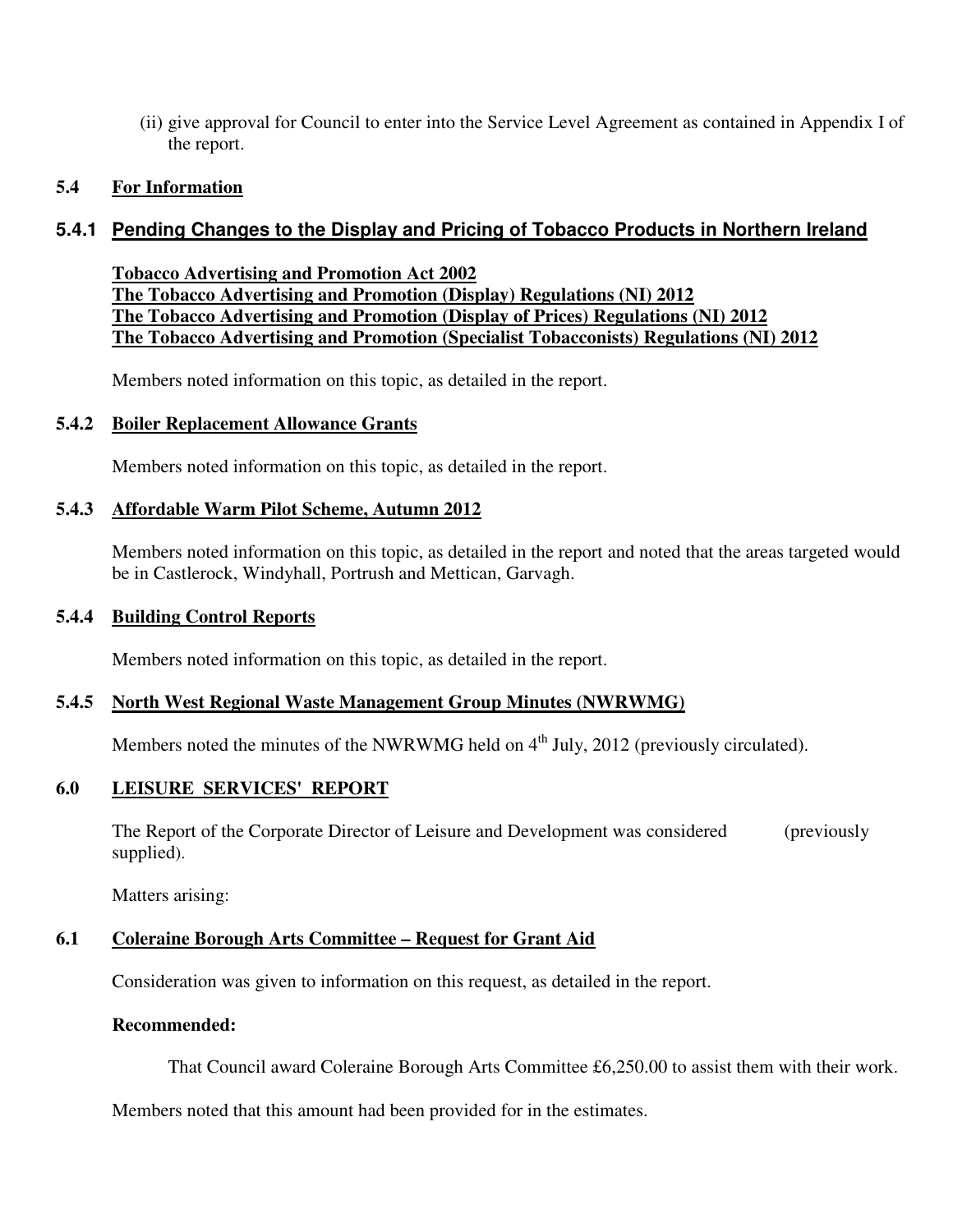(ii) give approval for Council to enter into the Service Level Agreement as contained in Appendix I of the report.

### 5.4 For Information

#### 5.4.1 Pending Changes to the Display and Pricing of Tobacco Products in Northern Ireland

**Tobacco Advertising and Promotion Act 2002**
**The Tobacco Advertising and Promotion (Display) Regulations (NI) 2012**
**The Tobacco Advertising and Promotion (Display of Prices) Regulations (NI) 2012**
**The Tobacco Advertising and Promotion (Specialist Tobacconists) Regulations (NI) 2012**

Members noted information on this topic, as detailed in the report.

#### 5.4.2 Boiler Replacement Allowance Grants

Members noted information on this topic, as detailed in the report.

#### 5.4.3 Affordable Warm Pilot Scheme, Autumn 2012

Members noted information on this topic, as detailed in the report and noted that the areas targeted would be in Castlerock, Windyhall, Portrush and Mettican, Garvagh.

#### 5.4.4 Building Control Reports

Members noted information on this topic, as detailed in the report.

#### 5.4.5 North West Regional Waste Management Group Minutes (NWRWMG)

Members noted the minutes of the NWRWMG held on 4th July, 2012 (previously circulated).

## 6.0 LEISURE SERVICES' REPORT

The Report of the Corporate Director of Leisure and Development was considered (previously supplied).

Matters arising:

### 6.1 Coleraine Borough Arts Committee – Request for Grant Aid

Consideration was given to information on this request, as detailed in the report.

**Recommended:**

That Council award Coleraine Borough Arts Committee £6,250.00 to assist them with their work.

Members noted that this amount had been provided for in the estimates.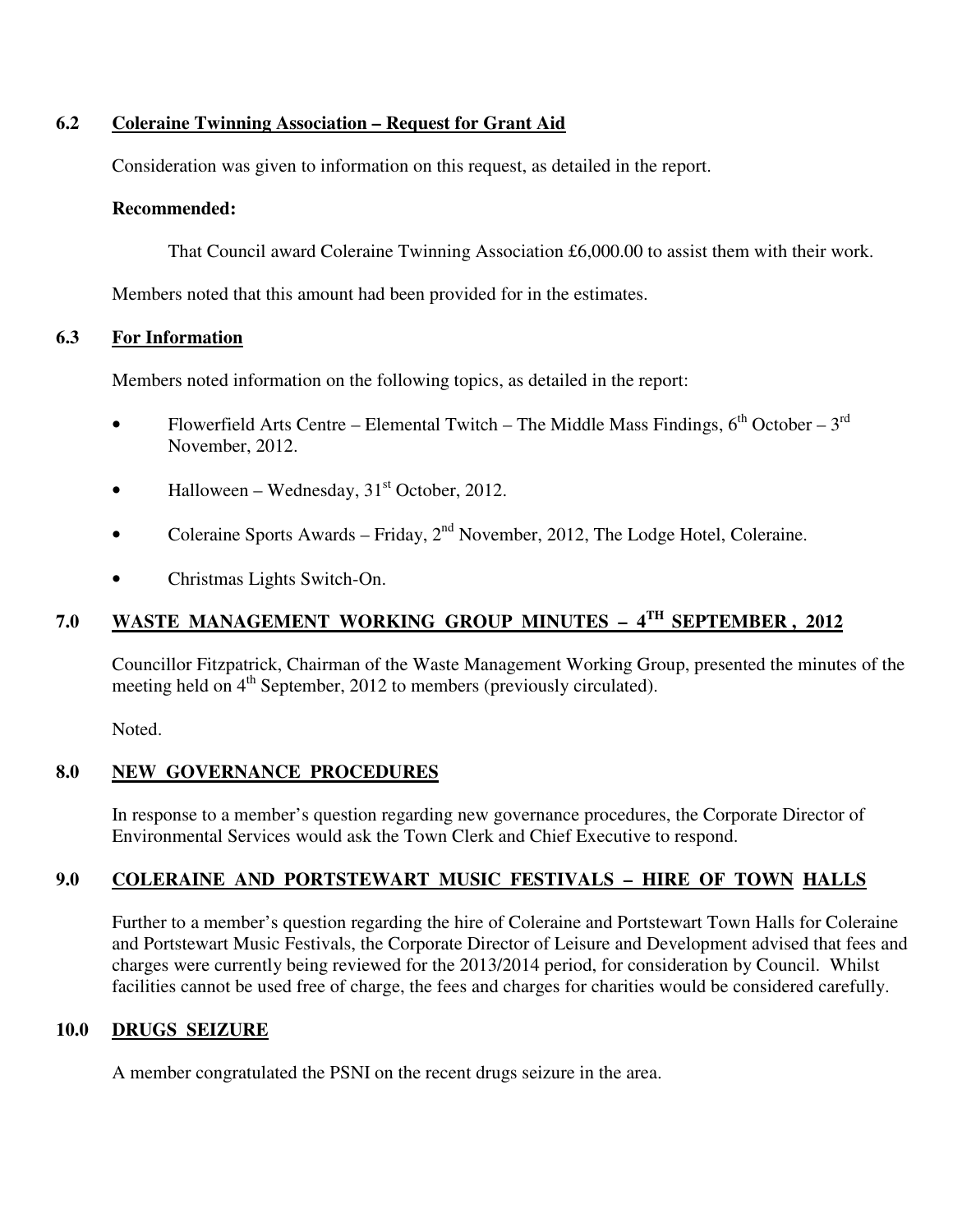### 6.2 Coleraine Twinning Association – Request for Grant Aid

Consideration was given to information on this request, as detailed in the report.

**Recommended:**

That Council award Coleraine Twinning Association £6,000.00 to assist them with their work.

Members noted that this amount had been provided for in the estimates.

### 6.3 For Information

Members noted information on the following topics, as detailed in the report:

- Flowerfield Arts Centre – Elemental Twitch – The Middle Mass Findings, 6th October – 3rd November, 2012.
- Halloween – Wednesday, 31st October, 2012.
- Coleraine Sports Awards – Friday, 2nd November, 2012, The Lodge Hotel, Coleraine.
- Christmas Lights Switch-On.

## 7.0 WASTE MANAGEMENT WORKING GROUP MINUTES – 4TH SEPTEMBER, 2012

Councillor Fitzpatrick, Chairman of the Waste Management Working Group, presented the minutes of the meeting held on 4th September, 2012 to members (previously circulated).

Noted.

## 8.0 NEW GOVERNANCE PROCEDURES

In response to a member's question regarding new governance procedures, the Corporate Director of Environmental Services would ask the Town Clerk and Chief Executive to respond.

## 9.0 COLERAINE AND PORTSTEWART MUSIC FESTIVALS – HIRE OF TOWN HALLS

Further to a member's question regarding the hire of Coleraine and Portstewart Town Halls for Coleraine and Portstewart Music Festivals, the Corporate Director of Leisure and Development advised that fees and charges were currently being reviewed for the 2013/2014 period, for consideration by Council. Whilst facilities cannot be used free of charge, the fees and charges for charities would be considered carefully.

## 10.0 DRUGS SEIZURE

A member congratulated the PSNI on the recent drugs seizure in the area.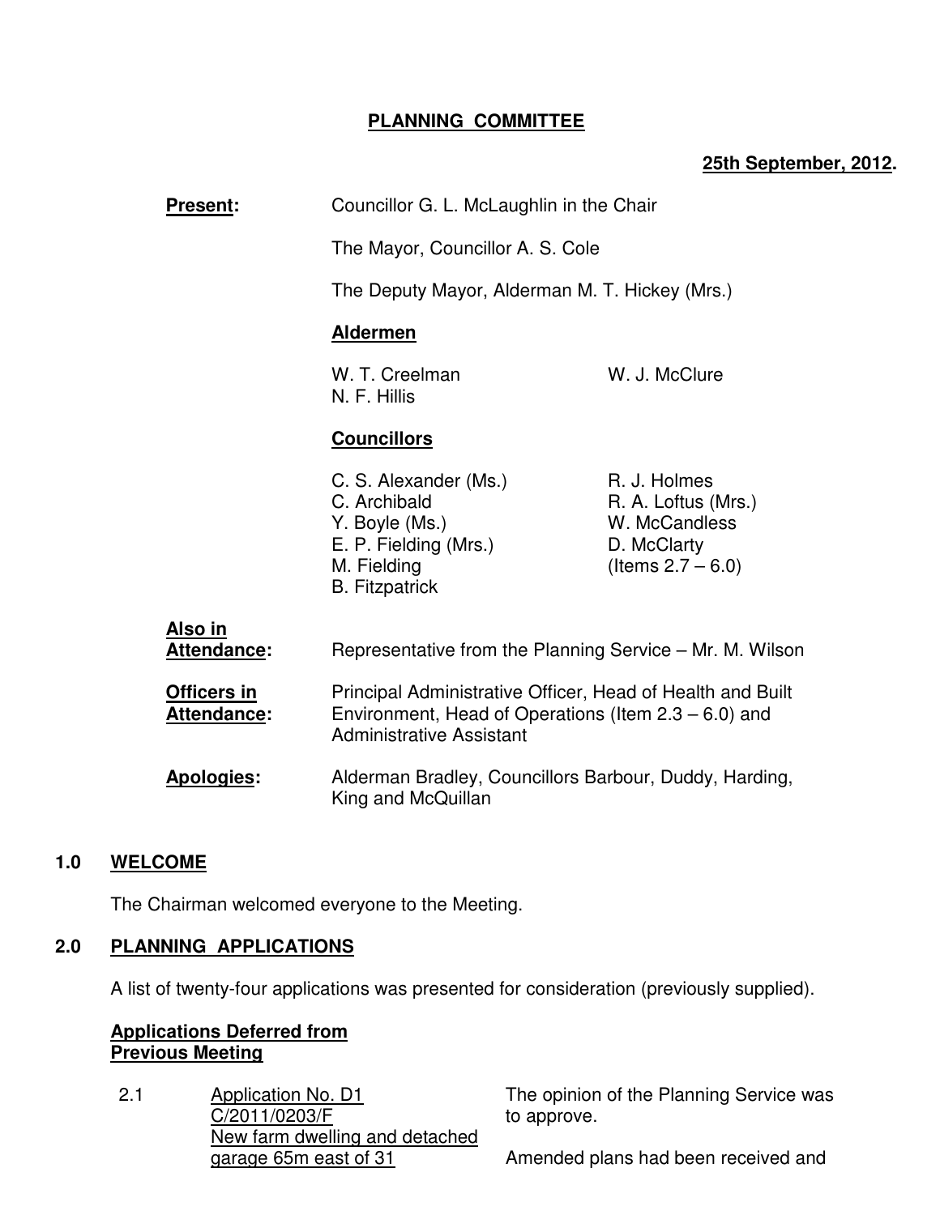# PLANNING COMMITTEE

**25th September, 2012.**

**Present:** Councillor G. L. McLaughlin in the Chair

The Mayor, Councillor A. S. Cole

The Deputy Mayor, Alderman M. T. Hickey (Mrs.)

**Aldermen**

W. T. Creelman
N. F. Hillis
W. J. McClure

**Councillors**

C. S. Alexander (Ms.)
C. Archibald
Y. Boyle (Ms.)
E. P. Fielding (Mrs.)
M. Fielding
B. Fitzpatrick
R. J. Holmes
R. A. Loftus (Mrs.)
W. McCandless
D. McClarty
(Items 2.7 – 6.0)

**Also in Attendance:** Representative from the Planning Service – Mr. M. Wilson

**Officers in Attendance:** Principal Administrative Officer, Head of Health and Built Environment, Head of Operations (Item 2.3 – 6.0) and Administrative Assistant

**Apologies:** Alderman Bradley, Councillors Barbour, Duddy, Harding, King and McQuillan

## 1.0 WELCOME

The Chairman welcomed everyone to the Meeting.

## 2.0 PLANNING APPLICATIONS

A list of twenty-four applications was presented for consideration (previously supplied).

**Applications Deferred from Previous Meeting**

2.1 Application No. D1
C/2011/0203/F
New farm dwelling and detached garage 65m east of 31

The opinion of the Planning Service was to approve.

Amended plans had been received and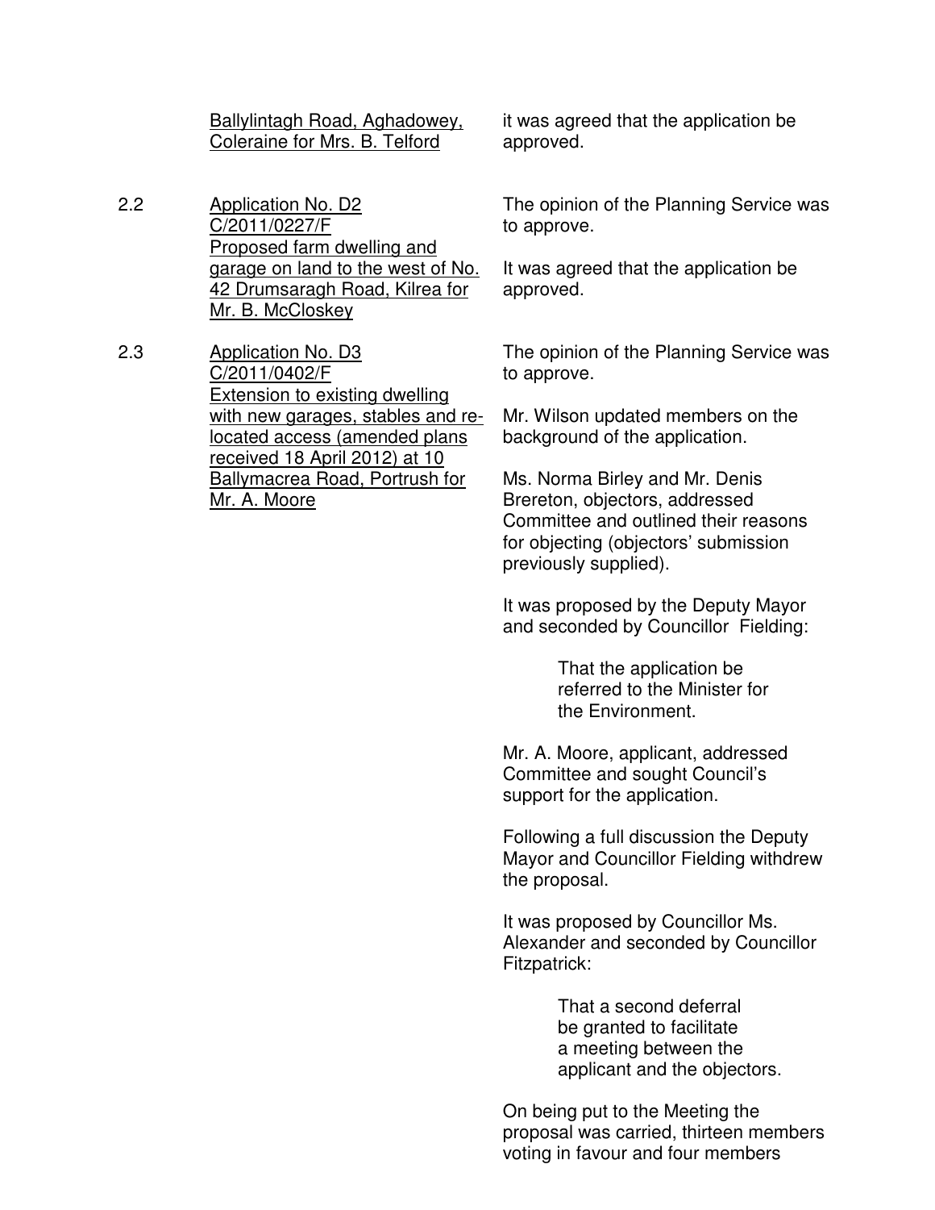<u>Ballylintagh Road, Aghadowey, Coleraine for Mrs. B. Telford</u>

it was agreed that the application be approved.

2.2 <u>Application No. D2 C/2011/0227/F Proposed farm dwelling and garage on land to the west of No. 42 Drumsaragh Road, Kilrea for Mr. B. McCloskey</u>

The opinion of the Planning Service was to approve.

It was agreed that the application be approved.

2.3 <u>Application No. D3 C/2011/0402/F Extension to existing dwelling with new garages, stables and re-located access (amended plans received 18 April 2012) at 10 Ballymacrea Road, Portrush for Mr. A. Moore</u>

The opinion of the Planning Service was to approve.

Mr. Wilson updated members on the background of the application.

Ms. Norma Birley and Mr. Denis Brereton, objectors, addressed Committee and outlined their reasons for objecting (objectors' submission previously supplied).

It was proposed by the Deputy Mayor and seconded by Councillor Fielding:

> That the application be referred to the Minister for the Environment.

Mr. A. Moore, applicant, addressed Committee and sought Council's support for the application.

Following a full discussion the Deputy Mayor and Councillor Fielding withdrew the proposal.

It was proposed by Councillor Ms. Alexander and seconded by Councillor Fitzpatrick:

> That a second deferral be granted to facilitate a meeting between the applicant and the objectors.

On being put to the Meeting the proposal was carried, thirteen members voting in favour and four members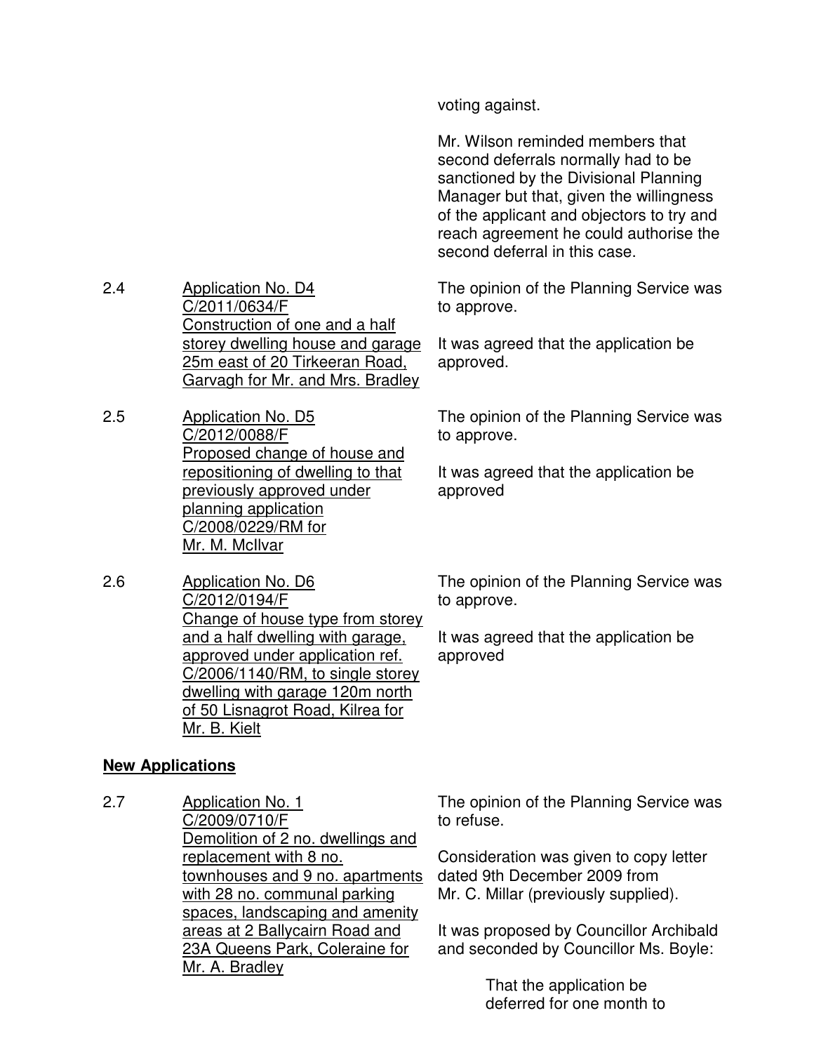voting against.

Mr. Wilson reminded members that second deferrals normally had to be sanctioned by the Divisional Planning Manager but that, given the willingness of the applicant and objectors to try and reach agreement he could authorise the second deferral in this case.

2.4 Application No. D4 C/2011/0634/F Construction of one and a half storey dwelling house and garage 25m east of 20 Tirkeeran Road, Garvagh for Mr. and Mrs. Bradley

The opinion of the Planning Service was to approve.

It was agreed that the application be approved.

2.5 Application No. D5 C/2012/0088/F Proposed change of house and repositioning of dwelling to that previously approved under planning application C/2008/0229/RM for Mr. M. McIlvar

The opinion of the Planning Service was to approve.

It was agreed that the application be approved

2.6 Application No. D6 C/2012/0194/F Change of house type from storey and a half dwelling with garage, approved under application ref. C/2006/1140/RM, to single storey dwelling with garage 120m north of 50 Lisnagrot Road, Kilrea for Mr. B. Kielt

The opinion of the Planning Service was to approve.

It was agreed that the application be approved

**New Applications**

2.7 Application No. 1 C/2009/0710/F Demolition of 2 no. dwellings and replacement with 8 no. townhouses and 9 no. apartments with 28 no. communal parking spaces, landscaping and amenity areas at 2 Ballycairn Road and 23A Queens Park, Coleraine for Mr. A. Bradley

The opinion of the Planning Service was to refuse.

Consideration was given to copy letter dated 9th December 2009 from Mr. C. Millar (previously supplied).

It was proposed by Councillor Archibald and seconded by Councillor Ms. Boyle:

> That the application be deferred for one month to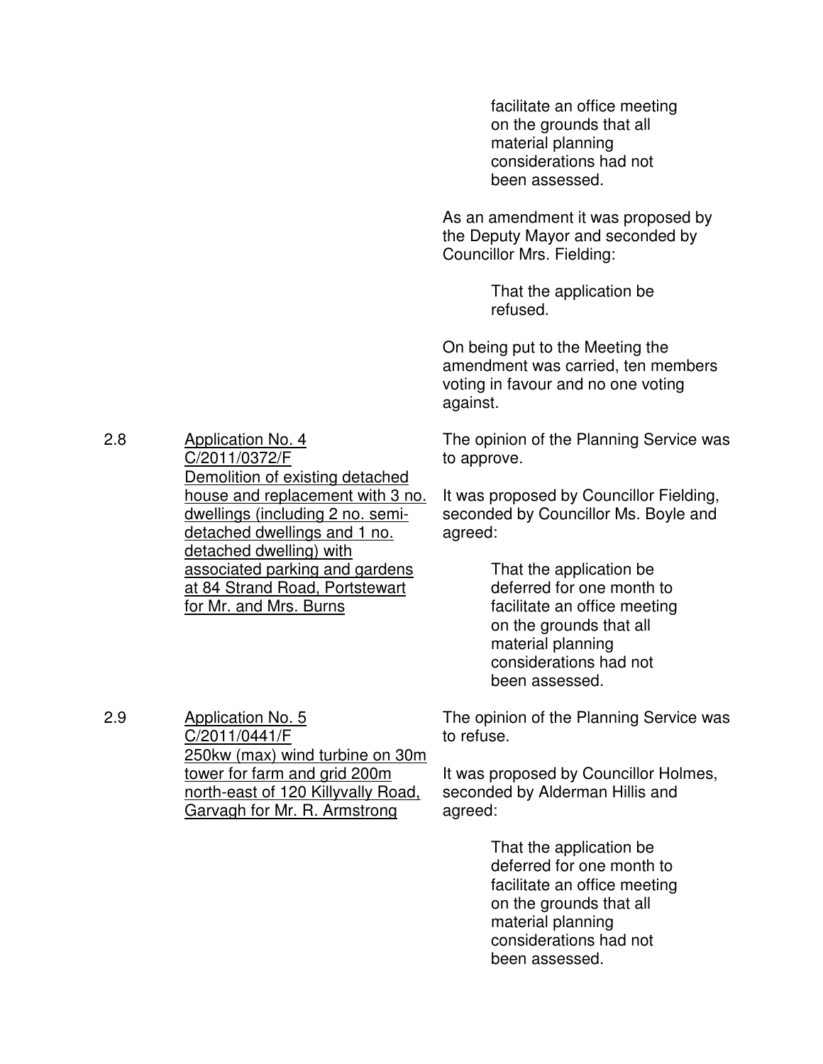facilitate an office meeting on the grounds that all material planning considerations had not been assessed.

As an amendment it was proposed by the Deputy Mayor and seconded by Councillor Mrs. Fielding:

> That the application be refused.

On being put to the Meeting the amendment was carried, ten members voting in favour and no one voting against.

2.8 Application No. 4
C/2011/0372/F
Demolition of existing detached house and replacement with 3 no. dwellings (including 2 no. semi-detached dwellings and 1 no. detached dwelling) with associated parking and gardens at 84 Strand Road, Portstewart for Mr. and Mrs. Burns

The opinion of the Planning Service was to approve.

It was proposed by Councillor Fielding, seconded by Councillor Ms. Boyle and agreed:

> That the application be deferred for one month to facilitate an office meeting on the grounds that all material planning considerations had not been assessed.

2.9 Application No. 5
C/2011/0441/F
250kw (max) wind turbine on 30m tower for farm and grid 200m north-east of 120 Killyvally Road, Garvagh for Mr. R. Armstrong

The opinion of the Planning Service was to refuse.

It was proposed by Councillor Holmes, seconded by Alderman Hillis and agreed:

> That the application be deferred for one month to facilitate an office meeting on the grounds that all material planning considerations had not been assessed.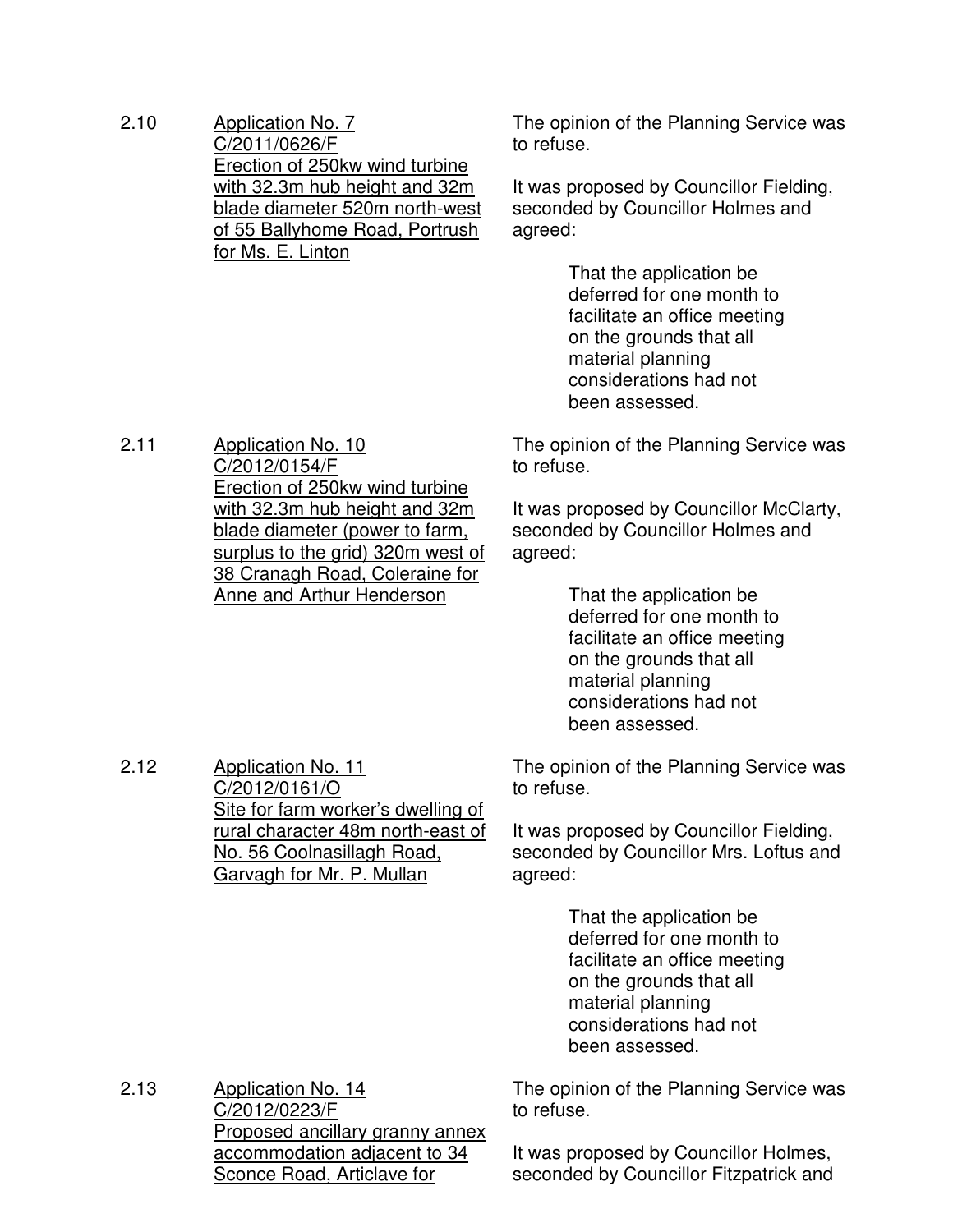2.10 Application No. 7
C/2011/0626/F
Erection of 250kw wind turbine with 32.3m hub height and 32m blade diameter 520m north-west of 55 Ballyhome Road, Portrush for Ms. E. Linton

The opinion of the Planning Service was to refuse.

It was proposed by Councillor Fielding, seconded by Councillor Holmes and agreed:

> That the application be deferred for one month to facilitate an office meeting on the grounds that all material planning considerations had not been assessed.

2.11 Application No. 10
C/2012/0154/F
Erection of 250kw wind turbine with 32.3m hub height and 32m blade diameter (power to farm, surplus to the grid) 320m west of 38 Cranagh Road, Coleraine for Anne and Arthur Henderson

The opinion of the Planning Service was to refuse.

It was proposed by Councillor McClarty, seconded by Councillor Holmes and agreed:

> That the application be deferred for one month to facilitate an office meeting on the grounds that all material planning considerations had not been assessed.

2.12 Application No. 11
C/2012/0161/O
Site for farm worker's dwelling of rural character 48m north-east of No. 56 Coolnasillagh Road, Garvagh for Mr. P. Mullan

The opinion of the Planning Service was to refuse.

It was proposed by Councillor Fielding, seconded by Councillor Mrs. Loftus and agreed:

> That the application be deferred for one month to facilitate an office meeting on the grounds that all material planning considerations had not been assessed.

2.13 Application No. 14
C/2012/0223/F
Proposed ancillary granny annex accommodation adjacent to 34 Sconce Road, Articlave for

The opinion of the Planning Service was to refuse.

It was proposed by Councillor Holmes, seconded by Councillor Fitzpatrick and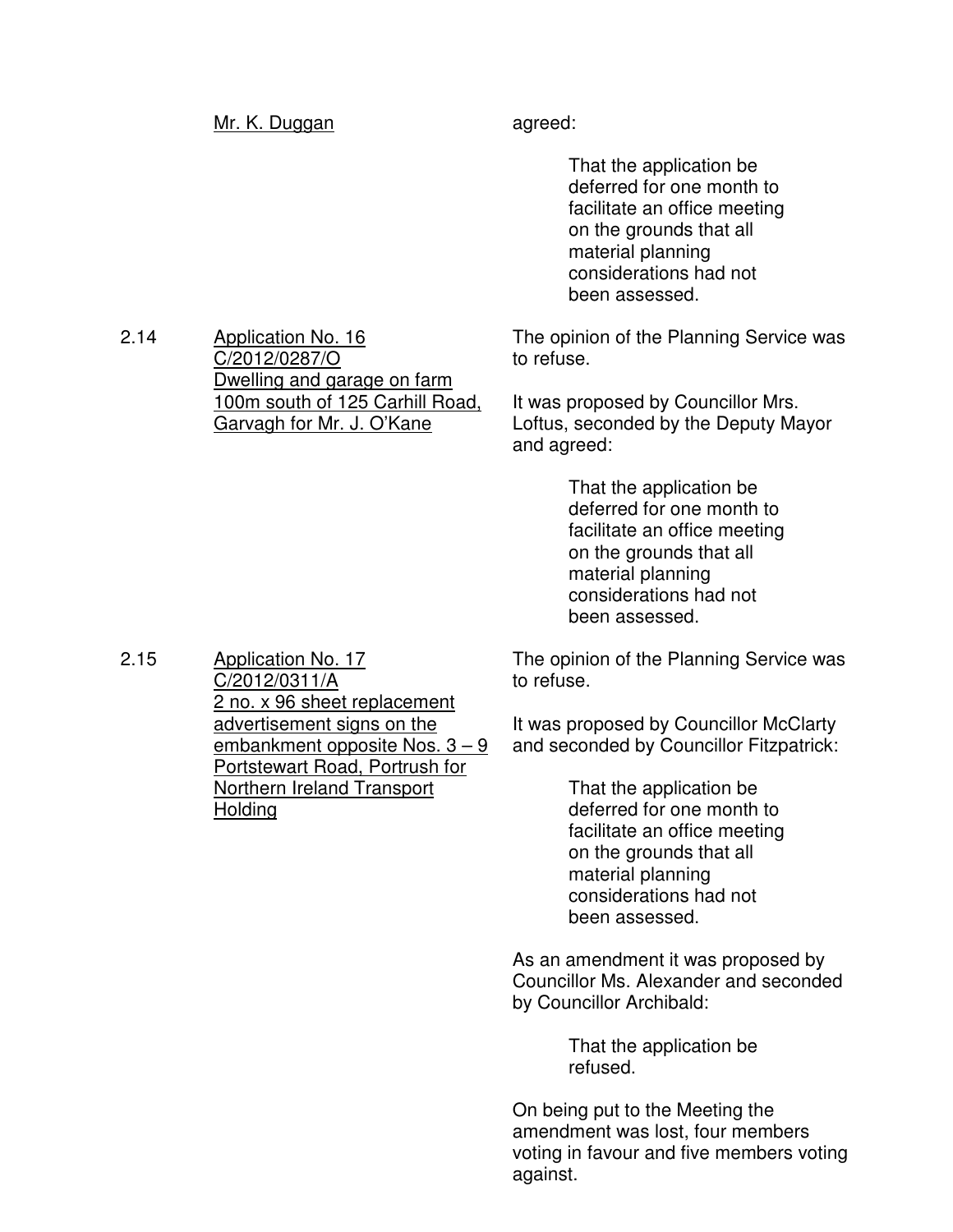Mr. K. Duggan — agreed:

> That the application be deferred for one month to facilitate an office meeting on the grounds that all material planning considerations had not been assessed.

2.14 Application No. 16
C/2012/0287/O
Dwelling and garage on farm 100m south of 125 Carhill Road, Garvagh for Mr. J. O'Kane

The opinion of the Planning Service was to refuse.

It was proposed by Councillor Mrs. Loftus, seconded by the Deputy Mayor and agreed:

> That the application be deferred for one month to facilitate an office meeting on the grounds that all material planning considerations had not been assessed.

2.15 Application No. 17
C/2012/0311/A
2 no. x 96 sheet replacement advertisement signs on the embankment opposite Nos. 3 – 9 Portstewart Road, Portrush for Northern Ireland Transport Holding

The opinion of the Planning Service was to refuse.

It was proposed by Councillor McClarty and seconded by Councillor Fitzpatrick:

> That the application be deferred for one month to facilitate an office meeting on the grounds that all material planning considerations had not been assessed.

As an amendment it was proposed by Councillor Ms. Alexander and seconded by Councillor Archibald:

> That the application be refused.

On being put to the Meeting the amendment was lost, four members voting in favour and five members voting against.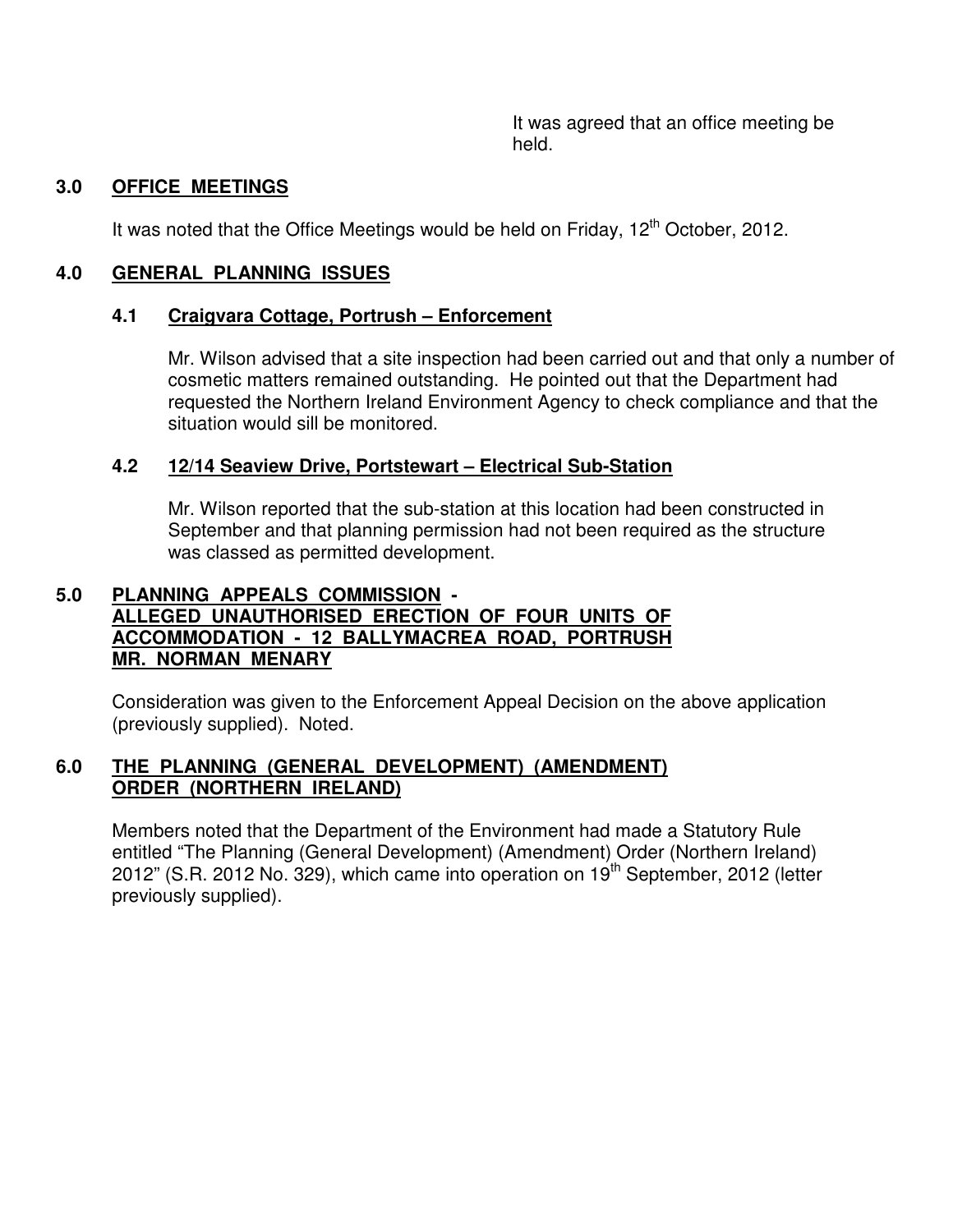It was agreed that an office meeting be held.

## 3.0 OFFICE MEETINGS

It was noted that the Office Meetings would be held on Friday, 12th October, 2012.

## 4.0 GENERAL PLANNING ISSUES

### 4.1 Craigvara Cottage, Portrush – Enforcement

Mr. Wilson advised that a site inspection had been carried out and that only a number of cosmetic matters remained outstanding. He pointed out that the Department had requested the Northern Ireland Environment Agency to check compliance and that the situation would sill be monitored.

### 4.2 12/14 Seaview Drive, Portstewart – Electrical Sub-Station

Mr. Wilson reported that the sub-station at this location had been constructed in September and that planning permission had not been required as the structure was classed as permitted development.

## 5.0 PLANNING APPEALS COMMISSION - ALLEGED UNAUTHORISED ERECTION OF FOUR UNITS OF ACCOMMODATION - 12 BALLYMACREA ROAD, PORTRUSH MR. NORMAN MENARY

Consideration was given to the Enforcement Appeal Decision on the above application (previously supplied). Noted.

## 6.0 THE PLANNING (GENERAL DEVELOPMENT) (AMENDMENT) ORDER (NORTHERN IRELAND)

Members noted that the Department of the Environment had made a Statutory Rule entitled “The Planning (General Development) (Amendment) Order (Northern Ireland) 2012” (S.R. 2012 No. 329), which came into operation on 19th September, 2012 (letter previously supplied).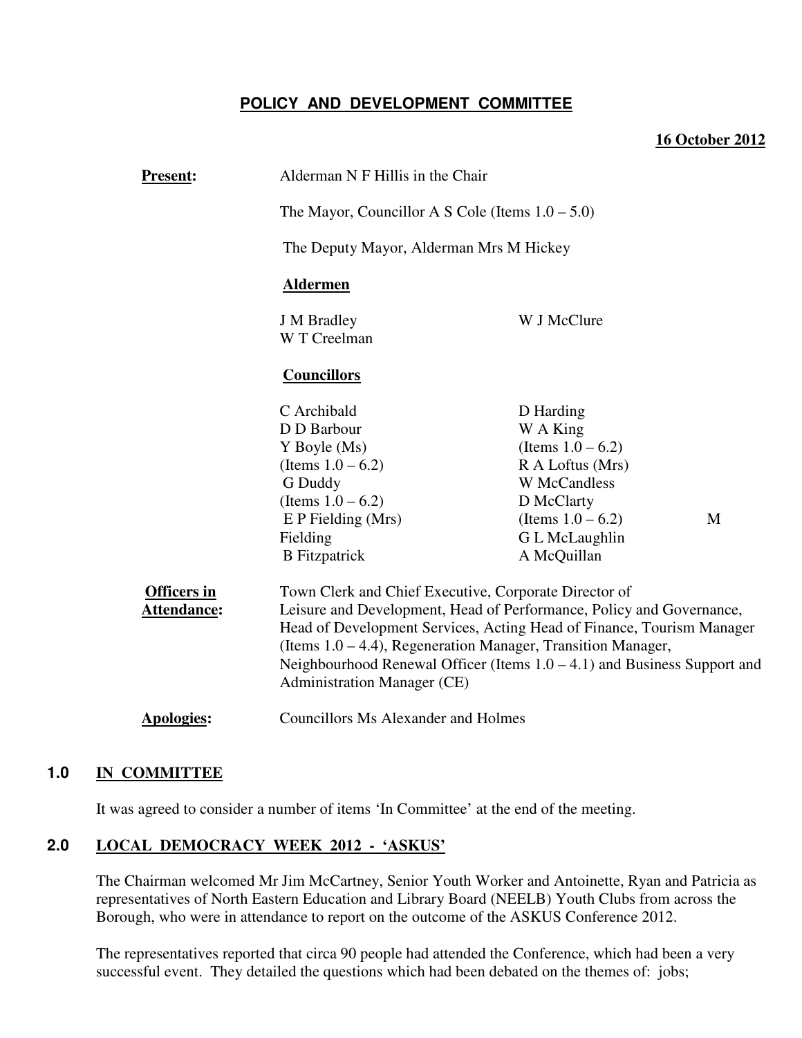# POLICY AND DEVELOPMENT COMMITTEE

**16 October 2012**

**Present:** Alderman N F Hillis in the Chair

The Mayor, Councillor A S Cole (Items 1.0 – 5.0)

The Deputy Mayor, Alderman Mrs M Hickey

**Aldermen**

J M Bradley
W T Creelman
W J McClure

**Councillors**

C Archibald
D D Barbour
Y Boyle (Ms) (Items 1.0 – 6.2)
G Duddy (Items 1.0 – 6.2)
E P Fielding (Mrs)
M Fielding
B Fitzpatrick
D Harding
W A King (Items 1.0 – 6.2)
R A Loftus (Mrs)
W McCandless
D McClarty (Items 1.0 – 6.2)
G L McLaughlin
A McQuillan

**Officers in Attendance:** Town Clerk and Chief Executive, Corporate Director of Leisure and Development, Head of Performance, Policy and Governance, Head of Development Services, Acting Head of Finance, Tourism Manager (Items 1.0 – 4.4), Regeneration Manager, Transition Manager, Neighbourhood Renewal Officer (Items 1.0 – 4.1) and Business Support and Administration Manager (CE)

**Apologies:** Councillors Ms Alexander and Holmes

## 1.0 IN COMMITTEE

It was agreed to consider a number of items 'In Committee' at the end of the meeting.

## 2.0 LOCAL DEMOCRACY WEEK 2012 - 'ASKUS'

The Chairman welcomed Mr Jim McCartney, Senior Youth Worker and Antoinette, Ryan and Patricia as representatives of North Eastern Education and Library Board (NEELB) Youth Clubs from across the Borough, who were in attendance to report on the outcome of the ASKUS Conference 2012.

The representatives reported that circa 90 people had attended the Conference, which had been a very successful event. They detailed the questions which had been debated on the themes of: jobs;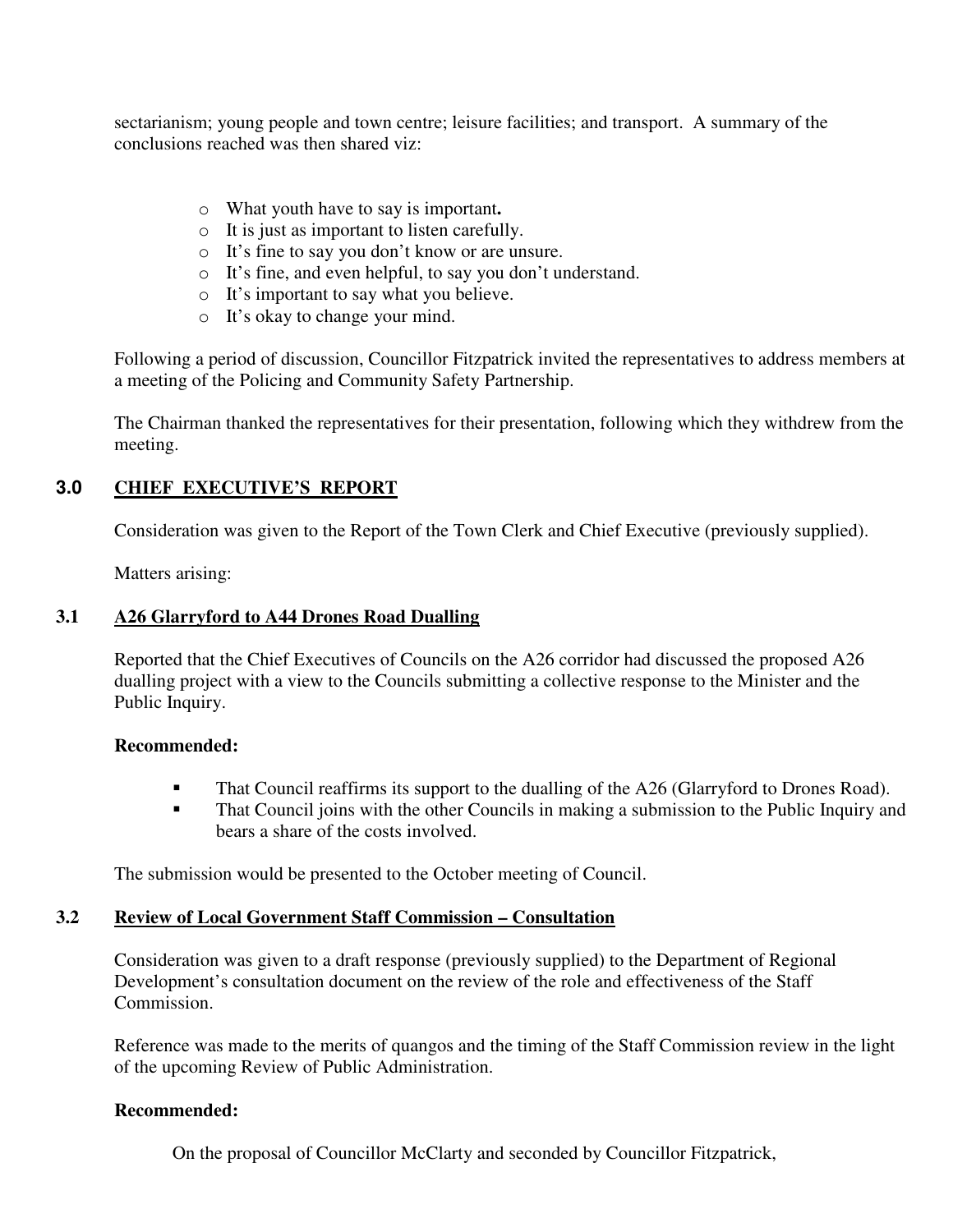sectarianism; young people and town centre; leisure facilities; and transport. A summary of the conclusions reached was then shared viz:

- What youth have to say is important**.**
- It is just as important to listen carefully.
- It's fine to say you don't know or are unsure.
- It's fine, and even helpful, to say you don't understand.
- It's important to say what you believe.
- It's okay to change your mind.

Following a period of discussion, Councillor Fitzpatrick invited the representatives to address members at a meeting of the Policing and Community Safety Partnership.

The Chairman thanked the representatives for their presentation, following which they withdrew from the meeting.

## 3.0 CHIEF EXECUTIVE'S REPORT

Consideration was given to the Report of the Town Clerk and Chief Executive (previously supplied).

Matters arising:

### 3.1 A26 Glarryford to A44 Drones Road Dualling

Reported that the Chief Executives of Councils on the A26 corridor had discussed the proposed A26 dualling project with a view to the Councils submitting a collective response to the Minister and the Public Inquiry.

**Recommended:**

- That Council reaffirms its support to the dualling of the A26 (Glarryford to Drones Road).
- That Council joins with the other Councils in making a submission to the Public Inquiry and bears a share of the costs involved.

The submission would be presented to the October meeting of Council.

### 3.2 Review of Local Government Staff Commission – Consultation

Consideration was given to a draft response (previously supplied) to the Department of Regional Development's consultation document on the review of the role and effectiveness of the Staff Commission.

Reference was made to the merits of quangos and the timing of the Staff Commission review in the light of the upcoming Review of Public Administration.

**Recommended:**

On the proposal of Councillor McClarty and seconded by Councillor Fitzpatrick,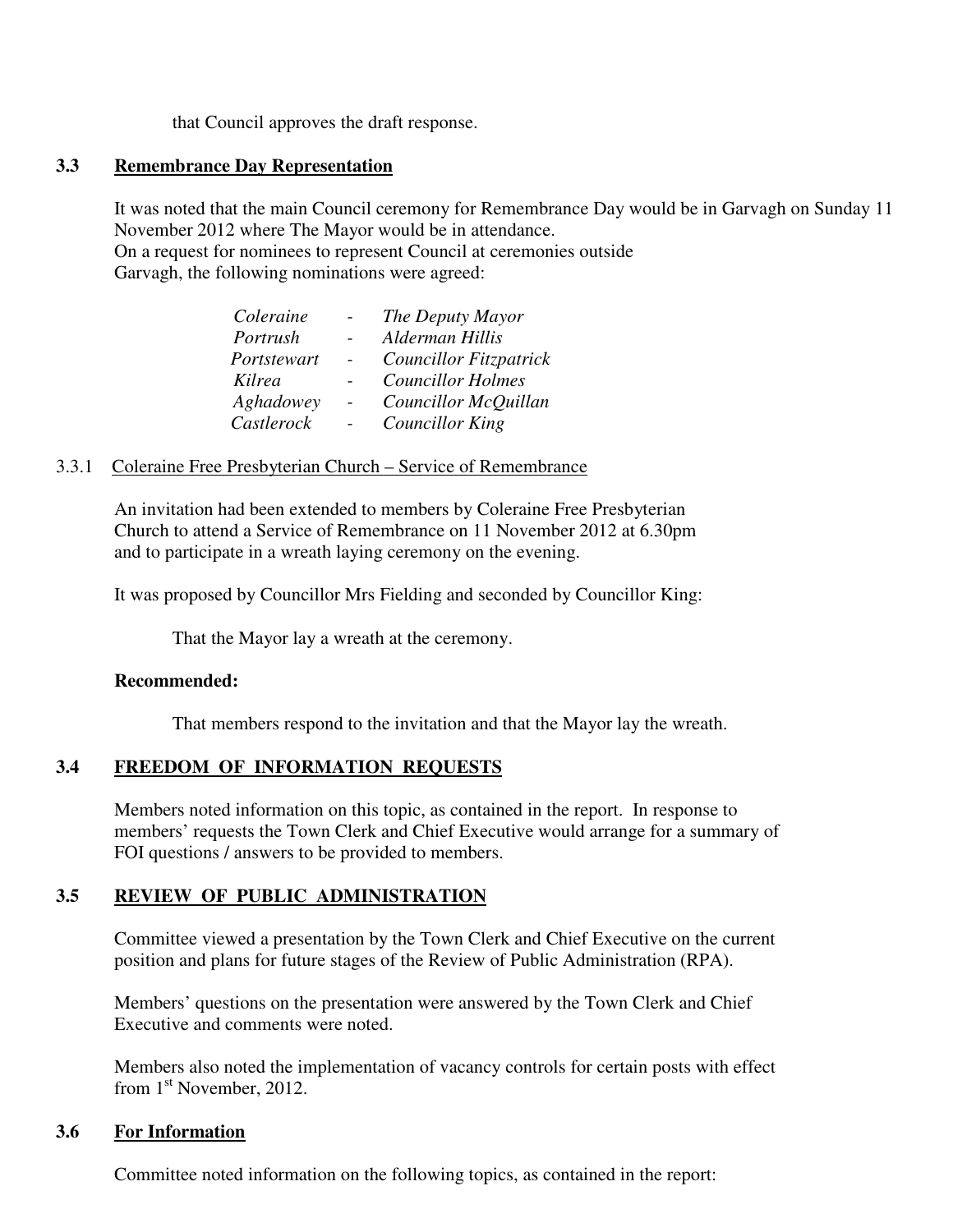that Council approves the draft response.

### 3.3 Remembrance Day Representation

It was noted that the main Council ceremony for Remembrance Day would be in Garvagh on Sunday 11 November 2012 where The Mayor would be in attendance.
On a request for nominees to represent Council at ceremonies outside Garvagh, the following nominations were agreed:

| | | |
|---|---|---|
| *Coleraine* | - | *The Deputy Mayor* |
| *Portrush* | - | *Alderman Hillis* |
| *Portstewart* | - | *Councillor Fitzpatrick* |
| *Kilrea* | - | *Councillor Holmes* |
| *Aghadowey* | - | *Councillor McQuillan* |
| *Castlerock* | - | *Councillor King* |

3.3.1 Coleraine Free Presbyterian Church – Service of Remembrance

An invitation had been extended to members by Coleraine Free Presbyterian Church to attend a Service of Remembrance on 11 November 2012 at 6.30pm and to participate in a wreath laying ceremony on the evening.

It was proposed by Councillor Mrs Fielding and seconded by Councillor King:

That the Mayor lay a wreath at the ceremony.

**Recommended:**

That members respond to the invitation and that the Mayor lay the wreath.

### 3.4 FREEDOM OF INFORMATION REQUESTS

Members noted information on this topic, as contained in the report. In response to members' requests the Town Clerk and Chief Executive would arrange for a summary of FOI questions / answers to be provided to members.

### 3.5 REVIEW OF PUBLIC ADMINISTRATION

Committee viewed a presentation by the Town Clerk and Chief Executive on the current position and plans for future stages of the Review of Public Administration (RPA).

Members' questions on the presentation were answered by the Town Clerk and Chief Executive and comments were noted.

Members also noted the implementation of vacancy controls for certain posts with effect from 1st November, 2012.

### 3.6 For Information

Committee noted information on the following topics, as contained in the report: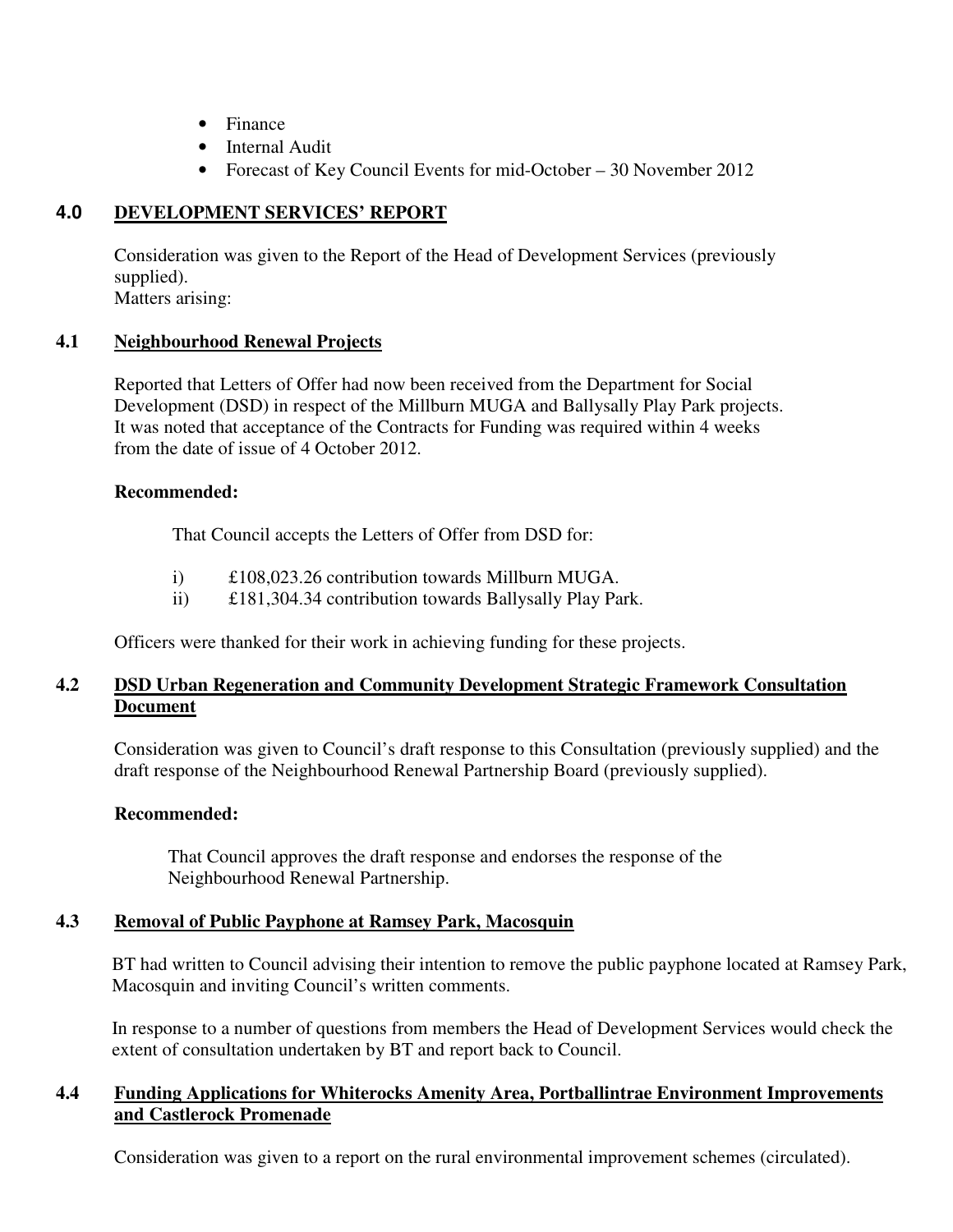- Finance
- Internal Audit
- Forecast of Key Council Events for mid-October – 30 November 2012

## 4.0 DEVELOPMENT SERVICES' REPORT

Consideration was given to the Report of the Head of Development Services (previously supplied).
Matters arising:

### 4.1 Neighbourhood Renewal Projects

Reported that Letters of Offer had now been received from the Department for Social Development (DSD) in respect of the Millburn MUGA and Ballysally Play Park projects. It was noted that acceptance of the Contracts for Funding was required within 4 weeks from the date of issue of 4 October 2012.

**Recommended:**

That Council accepts the Letters of Offer from DSD for:

i) £108,023.26 contribution towards Millburn MUGA.
ii) £181,304.34 contribution towards Ballysally Play Park.

Officers were thanked for their work in achieving funding for these projects.

### 4.2 DSD Urban Regeneration and Community Development Strategic Framework Consultation Document

Consideration was given to Council's draft response to this Consultation (previously supplied) and the draft response of the Neighbourhood Renewal Partnership Board (previously supplied).

**Recommended:**

That Council approves the draft response and endorses the response of the Neighbourhood Renewal Partnership.

### 4.3 Removal of Public Payphone at Ramsey Park, Macosquin

BT had written to Council advising their intention to remove the public payphone located at Ramsey Park, Macosquin and inviting Council's written comments.

In response to a number of questions from members the Head of Development Services would check the extent of consultation undertaken by BT and report back to Council.

### 4.4 Funding Applications for Whiterocks Amenity Area, Portballintrae Environment Improvements and Castlerock Promenade

Consideration was given to a report on the rural environmental improvement schemes (circulated).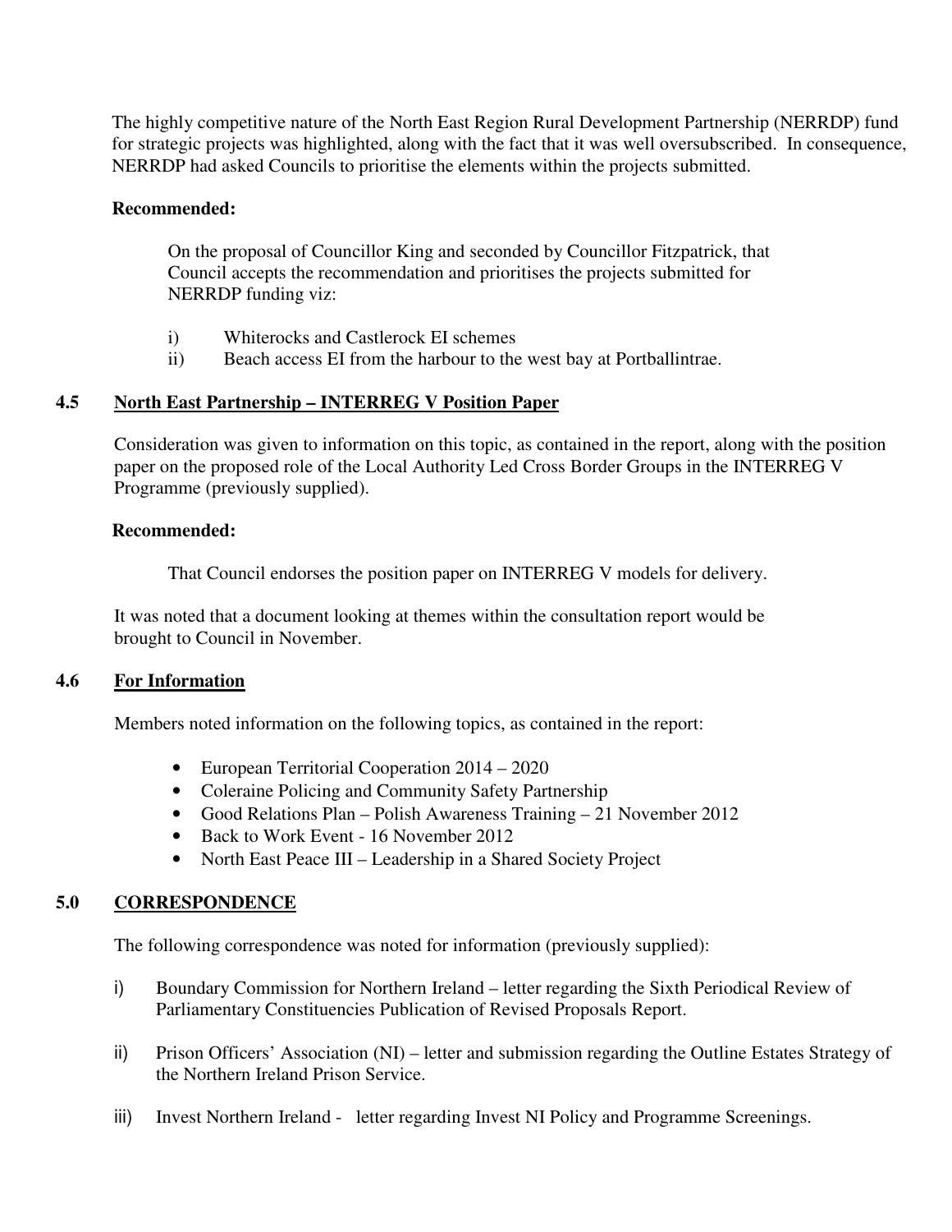The highly competitive nature of the North East Region Rural Development Partnership (NERRDP) fund for strategic projects was highlighted, along with the fact that it was well oversubscribed. In consequence, NERRDP had asked Councils to prioritise the elements within the projects submitted.

**Recommended:**

On the proposal of Councillor King and seconded by Councillor Fitzpatrick, that Council accepts the recommendation and prioritises the projects submitted for NERRDP funding viz:

i) Whiterocks and Castlerock EI schemes
ii) Beach access EI from the harbour to the west bay at Portballintrae.

### 4.5 North East Partnership – INTERREG V Position Paper

Consideration was given to information on this topic, as contained in the report, along with the position paper on the proposed role of the Local Authority Led Cross Border Groups in the INTERREG V Programme (previously supplied).

**Recommended:**

That Council endorses the position paper on INTERREG V models for delivery.

It was noted that a document looking at themes within the consultation report would be brought to Council in November.

### 4.6 For Information

Members noted information on the following topics, as contained in the report:

- European Territorial Cooperation 2014 – 2020
- Coleraine Policing and Community Safety Partnership
- Good Relations Plan – Polish Awareness Training – 21 November 2012
- Back to Work Event - 16 November 2012
- North East Peace III – Leadership in a Shared Society Project

## 5.0 CORRESPONDENCE

The following correspondence was noted for information (previously supplied):

i) Boundary Commission for Northern Ireland – letter regarding the Sixth Periodical Review of Parliamentary Constituencies Publication of Revised Proposals Report.

ii) Prison Officers' Association (NI) – letter and submission regarding the Outline Estates Strategy of the Northern Ireland Prison Service.

iii) Invest Northern Ireland - letter regarding Invest NI Policy and Programme Screenings.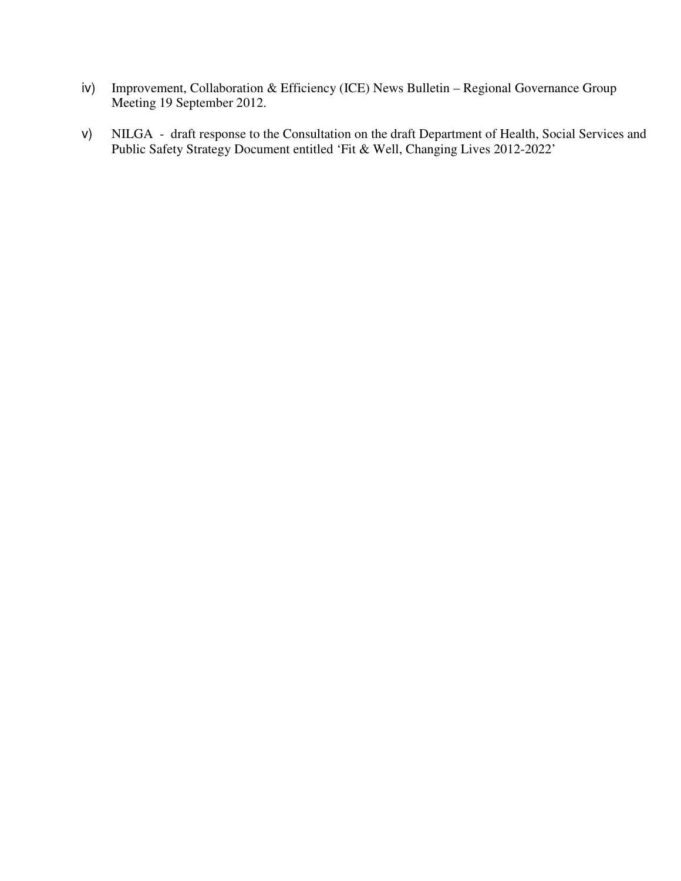iv) Improvement, Collaboration & Efficiency (ICE) News Bulletin – Regional Governance Group Meeting 19 September 2012.

v) NILGA - draft response to the Consultation on the draft Department of Health, Social Services and Public Safety Strategy Document entitled 'Fit & Well, Changing Lives 2012-2022'